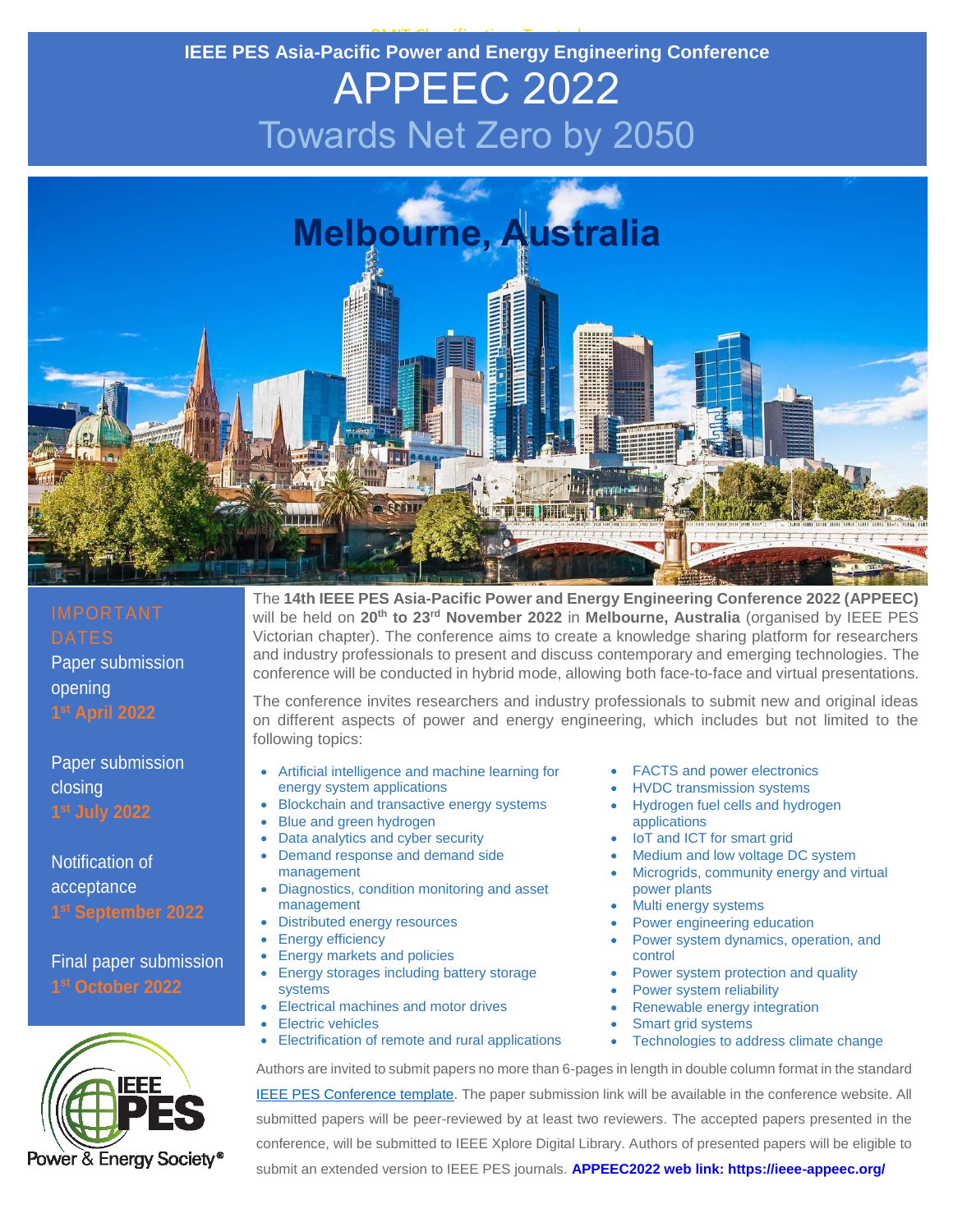# IEEE PES Asia-Pacific Power and Energy Engineering Conference

# APPEEC 2022

## Towards Net Zero by 2050

## Melbourne, Australia

### IMPORTANT DATES

Paper submission opening
**1st April 2022**

Paper submission closing
**1st July 2022**

Notification of acceptance
**1st September 2022**

Final paper submission
**1st October 2022**

The **14th IEEE PES Asia-Pacific Power and Energy Engineering Conference 2022 (APPEEC)** will be held on **20th to 23rd November 2022** in **Melbourne, Australia** (organised by IEEE PES Victorian chapter). The conference aims to create a knowledge sharing platform for researchers and industry professionals to present and discuss contemporary and emerging technologies. The conference will be conducted in hybrid mode, allowing both face-to-face and virtual presentations.

The conference invites researchers and industry professionals to submit new and original ideas on different aspects of power and energy engineering, which includes but not limited to the following topics:

- Artificial intelligence and machine learning for energy system applications
- Blockchain and transactive energy systems
- Blue and green hydrogen
- Data analytics and cyber security
- Demand response and demand side management
- Diagnostics, condition monitoring and asset management
- Distributed energy resources
- Energy efficiency
- Energy markets and policies
- Energy storages including battery storage systems
- Electrical machines and motor drives
- Electric vehicles
- Electrification of remote and rural applications
- FACTS and power electronics
- HVDC transmission systems
- Hydrogen fuel cells and hydrogen applications
- IoT and ICT for smart grid
- Medium and low voltage DC system
- Microgrids, community energy and virtual power plants
- Multi energy systems
- Power engineering education
- Power system dynamics, operation, and control
- Power system protection and quality
- Power system reliability
- Renewable energy integration
- Smart grid systems
- Technologies to address climate change

Authors are invited to submit papers no more than 6-pages in length in double column format in the standard IEEE PES Conference template. The paper submission link will be available in the conference website. All submitted papers will be peer-reviewed by at least two reviewers. The accepted papers presented in the conference, will be submitted to IEEE Xplore Digital Library. Authors of presented papers will be eligible to submit an extended version to IEEE PES journals. **APPEEC2022 web link: https://ieee-appeec.org/**

IEEE PES Power & Energy Society®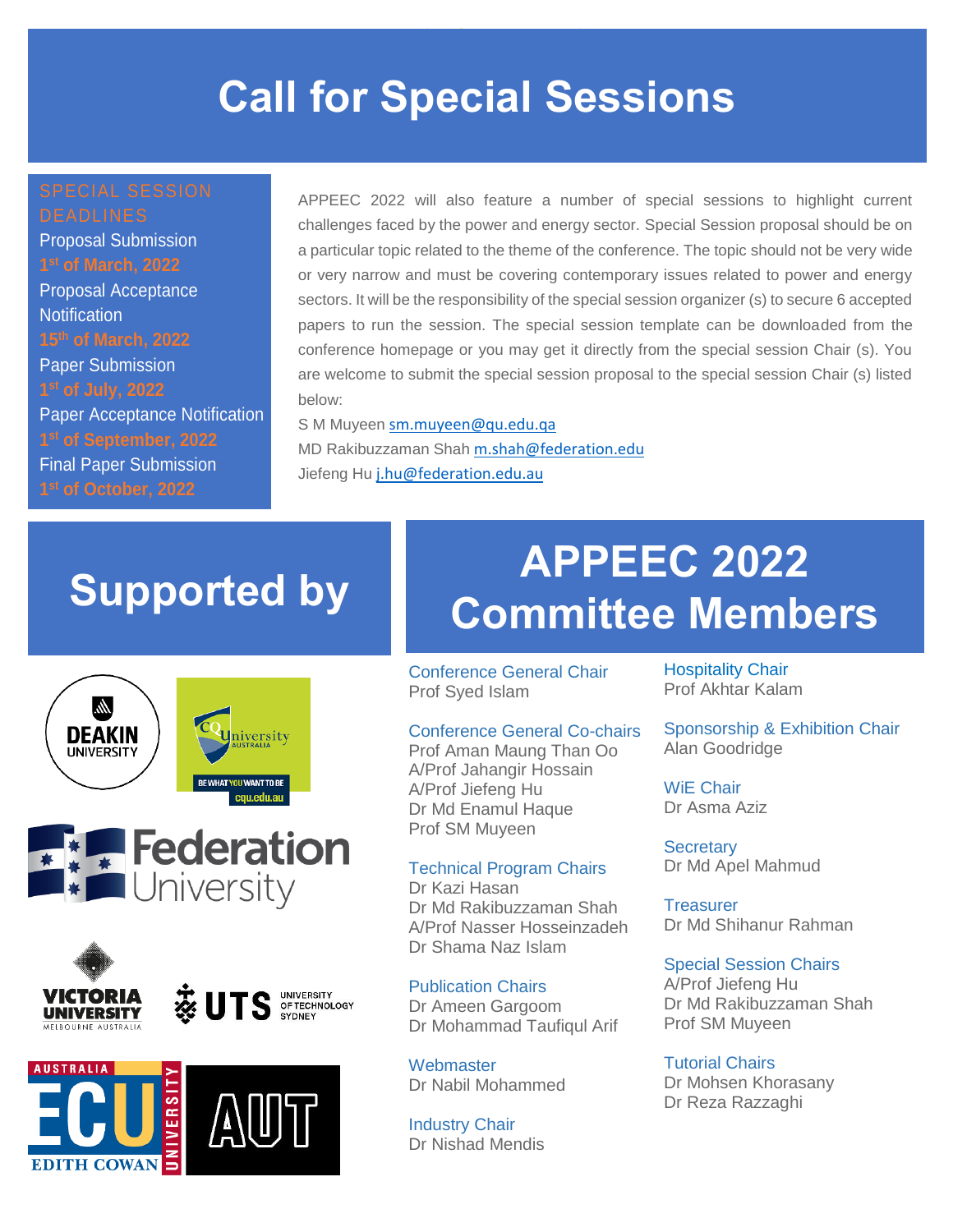# Call for Special Sessions

**SPECIAL SESSION DEADLINES**

Proposal Submission
**1st of March, 2022**

Proposal Acceptance Notification
**15th of March, 2022**

Paper Submission
**1st of July, 2022**

Paper Acceptance Notification
**1st of September, 2022**

Final Paper Submission
**1st of October, 2022**

APPEEC 2022 will also feature a number of special sessions to highlight current challenges faced by the power and energy sector. Special Session proposal should be on a particular topic related to the theme of the conference. The topic should not be very wide or very narrow and must be covering contemporary issues related to power and energy sectors. It will be the responsibility of the special session organizer (s) to secure 6 accepted papers to run the session. The special session template can be downloaded from the conference homepage or you may get it directly from the special session Chair (s). You are welcome to submit the special session proposal to the special session Chair (s) listed below:

S M Muyeen sm.muyeen@qu.edu.qa
MD Rakibuzzaman Shah m.shah@federation.edu
Jiefeng Hu j.hu@federation.edu.au

# Supported by

Deakin University
CQUniversity Australia — BE WHAT YOU WANT TO BE — cqu.edu.au
Federation University
Victoria University Melbourne Australia
UTS University of Technology Sydney
ECU Edith Cowan University Australia
AUT

# APPEEC 2022 Committee Members

**Conference General Chair**
Prof Syed Islam

**Conference General Co-chairs**
Prof Aman Maung Than Oo
A/Prof Jahangir Hossain
A/Prof Jiefeng Hu
Dr Md Enamul Haque
Prof SM Muyeen

**Technical Program Chairs**
Dr Kazi Hasan
Dr Md Rakibuzzaman Shah
A/Prof Nasser Hosseinzadeh
Dr Shama Naz Islam

**Publication Chairs**
Dr Ameen Gargoom
Dr Mohammad Taufiqul Arif

**Webmaster**
Dr Nabil Mohammed

**Industry Chair**
Dr Nishad Mendis

**Hospitality Chair**
Prof Akhtar Kalam

**Sponsorship & Exhibition Chair**
Alan Goodridge

**WiE Chair**
Dr Asma Aziz

**Secretary**
Dr Md Apel Mahmud

**Treasurer**
Dr Md Shihanur Rahman

**Special Session Chairs**
A/Prof Jiefeng Hu
Dr Md Rakibuzzaman Shah
Prof SM Muyeen

**Tutorial Chairs**
Dr Mohsen Khorasany
Dr Reza Razzaghi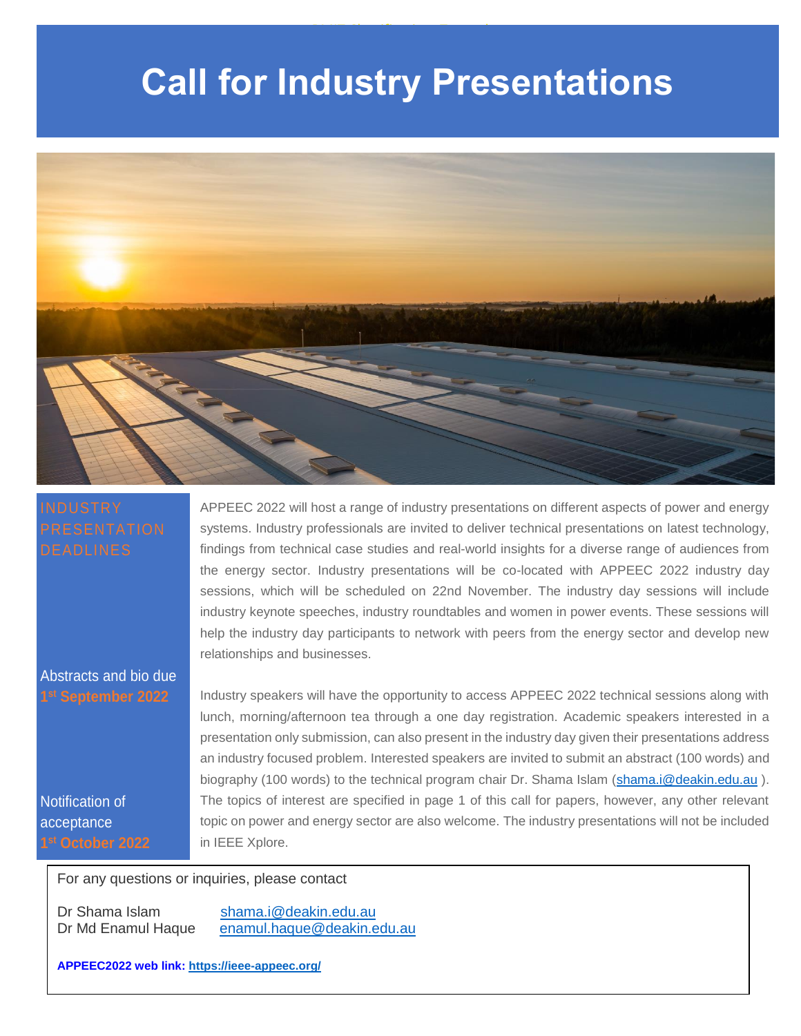# Call for Industry Presentations

## INDUSTRY PRESENTATION DEADLINES

Abstracts and bio due
**1st September 2022**

Notification of acceptance
**1st October 2022**

APPEEC 2022 will host a range of industry presentations on different aspects of power and energy systems. Industry professionals are invited to deliver technical presentations on latest technology, findings from technical case studies and real-world insights for a diverse range of audiences from the energy sector. Industry presentations will be co-located with APPEEC 2022 industry day sessions, which will be scheduled on 22nd November. The industry day sessions will include industry keynote speeches, industry roundtables and women in power events. These sessions will help the industry day participants to network with peers from the energy sector and develop new relationships and businesses.

Industry speakers will have the opportunity to access APPEEC 2022 technical sessions along with lunch, morning/afternoon tea through a one day registration. Academic speakers interested in a presentation only submission, can also present in the industry day given their presentations address an industry focused problem. Interested speakers are invited to submit an abstract (100 words) and biography (100 words) to the technical program chair Dr. Shama Islam (shama.i@deakin.edu.au ). The topics of interest are specified in page 1 of this call for papers, however, any other relevant topic on power and energy sector are also welcome. The industry presentations will not be included in IEEE Xplore.

For any questions or inquiries, please contact

Dr Shama Islam shama.i@deakin.edu.au
Dr Md Enamul Haque enamul.haque@deakin.edu.au

**APPEEC2022 web link: https://ieee-appeec.org/**